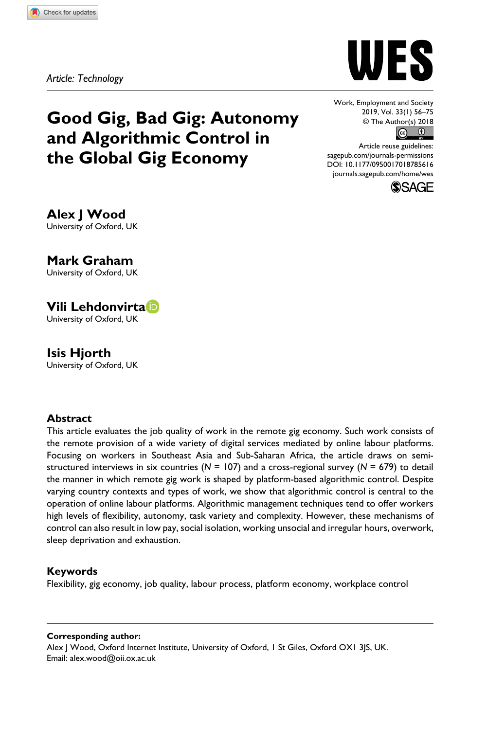Article: Technology

# Good Gig, Bad Gig: Autonomy and Algorithmic Control in the Global Gig Economy

Work, Employment and Society
2019, Vol. 33(1) 56–75
© The Author(s) 2018
Article reuse guidelines:
sagepub.com/journals-permissions
DOI: 10.1177/0950017018785616
journals.sagepub.com/home/wes

**Alex J Wood**
University of Oxford, UK

**Mark Graham**
University of Oxford, UK

**Vili Lehdonvirta**
University of Oxford, UK

**Isis Hjorth**
University of Oxford, UK

## Abstract

This article evaluates the job quality of work in the remote gig economy. Such work consists of the remote provision of a wide variety of digital services mediated by online labour platforms. Focusing on workers in Southeast Asia and Sub-Saharan Africa, the article draws on semi-structured interviews in six countries ($N = 107$) and a cross-regional survey ($N = 679$) to detail the manner in which remote gig work is shaped by platform-based algorithmic control. Despite varying country contexts and types of work, we show that algorithmic control is central to the operation of online labour platforms. Algorithmic management techniques tend to offer workers high levels of flexibility, autonomy, task variety and complexity. However, these mechanisms of control can also result in low pay, social isolation, working unsocial and irregular hours, overwork, sleep deprivation and exhaustion.

## Keywords

Flexibility, gig economy, job quality, labour process, platform economy, workplace control

---

**Corresponding author:**
Alex J Wood, Oxford Internet Institute, University of Oxford, 1 St Giles, Oxford OX1 3JS, UK.
Email: alex.wood@oii.ox.ac.uk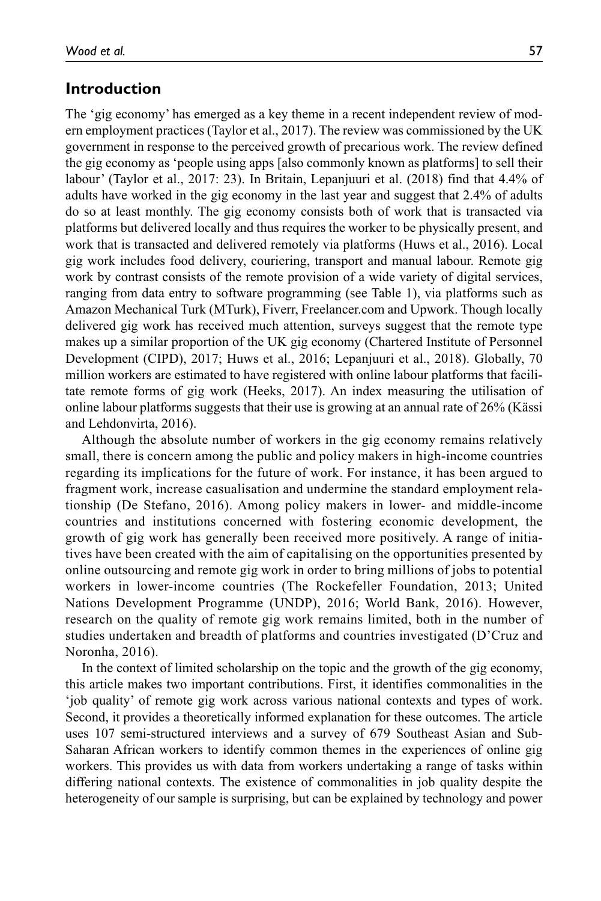## Introduction

The 'gig economy' has emerged as a key theme in a recent independent review of modern employment practices (Taylor et al., 2017). The review was commissioned by the UK government in response to the perceived growth of precarious work. The review defined the gig economy as 'people using apps [also commonly known as platforms] to sell their labour' (Taylor et al., 2017: 23). In Britain, Lepanjuuri et al. (2018) find that 4.4% of adults have worked in the gig economy in the last year and suggest that 2.4% of adults do so at least monthly. The gig economy consists both of work that is transacted via platforms but delivered locally and thus requires the worker to be physically present, and work that is transacted and delivered remotely via platforms (Huws et al., 2016). Local gig work includes food delivery, couriering, transport and manual labour. Remote gig work by contrast consists of the remote provision of a wide variety of digital services, ranging from data entry to software programming (see Table 1), via platforms such as Amazon Mechanical Turk (MTurk), Fiverr, Freelancer.com and Upwork. Though locally delivered gig work has received much attention, surveys suggest that the remote type makes up a similar proportion of the UK gig economy (Chartered Institute of Personnel Development (CIPD), 2017; Huws et al., 2016; Lepanjuuri et al., 2018). Globally, 70 million workers are estimated to have registered with online labour platforms that facilitate remote forms of gig work (Heeks, 2017). An index measuring the utilisation of online labour platforms suggests that their use is growing at an annual rate of 26% (Kässi and Lehdonvirta, 2016).

Although the absolute number of workers in the gig economy remains relatively small, there is concern among the public and policy makers in high-income countries regarding its implications for the future of work. For instance, it has been argued to fragment work, increase casualisation and undermine the standard employment relationship (De Stefano, 2016). Among policy makers in lower- and middle-income countries and institutions concerned with fostering economic development, the growth of gig work has generally been received more positively. A range of initiatives have been created with the aim of capitalising on the opportunities presented by online outsourcing and remote gig work in order to bring millions of jobs to potential workers in lower-income countries (The Rockefeller Foundation, 2013; United Nations Development Programme (UNDP), 2016; World Bank, 2016). However, research on the quality of remote gig work remains limited, both in the number of studies undertaken and breadth of platforms and countries investigated (D'Cruz and Noronha, 2016).

In the context of limited scholarship on the topic and the growth of the gig economy, this article makes two important contributions. First, it identifies commonalities in the 'job quality' of remote gig work across various national contexts and types of work. Second, it provides a theoretically informed explanation for these outcomes. The article uses 107 semi-structured interviews and a survey of 679 Southeast Asian and Sub-Saharan African workers to identify common themes in the experiences of online gig workers. This provides us with data from workers undertaking a range of tasks within differing national contexts. The existence of commonalities in job quality despite the heterogeneity of our sample is surprising, but can be explained by technology and power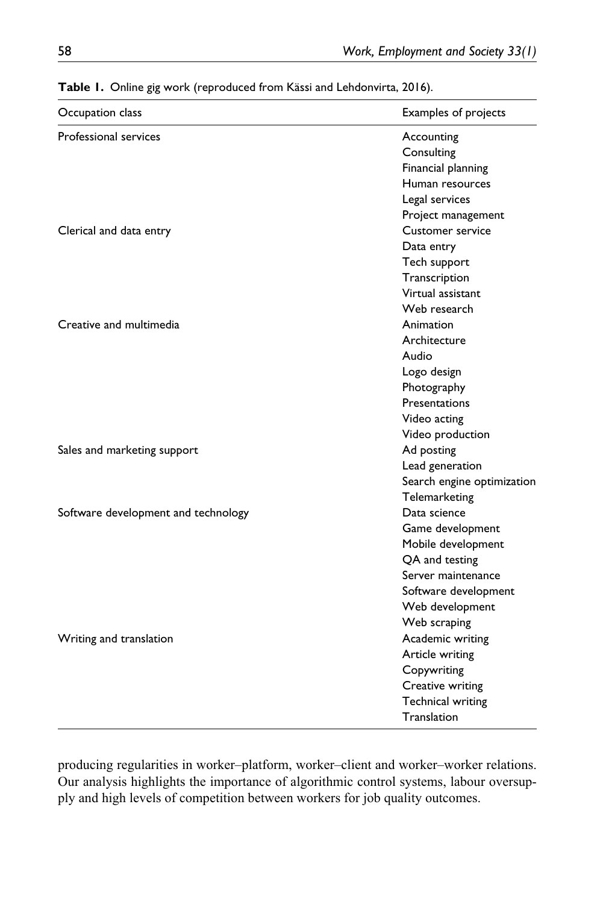**Table 1.** Online gig work (reproduced from Kässi and Lehdonvirta, 2016).

| Occupation class | Examples of projects |
| --- | --- |
| Professional services | Accounting |
| | Consulting |
| | Financial planning |
| | Human resources |
| | Legal services |
| | Project management |
| Clerical and data entry | Customer service |
| | Data entry |
| | Tech support |
| | Transcription |
| | Virtual assistant |
| | Web research |
| Creative and multimedia | Animation |
| | Architecture |
| | Audio |
| | Logo design |
| | Photography |
| | Presentations |
| | Video acting |
| | Video production |
| Sales and marketing support | Ad posting |
| | Lead generation |
| | Search engine optimization |
| | Telemarketing |
| Software development and technology | Data science |
| | Game development |
| | Mobile development |
| | QA and testing |
| | Server maintenance |
| | Software development |
| | Web development |
| | Web scraping |
| Writing and translation | Academic writing |
| | Article writing |
| | Copywriting |
| | Creative writing |
| | Technical writing |
| | Translation |

producing regularities in worker–platform, worker–client and worker–worker relations. Our analysis highlights the importance of algorithmic control systems, labour oversupply and high levels of competition between workers for job quality outcomes.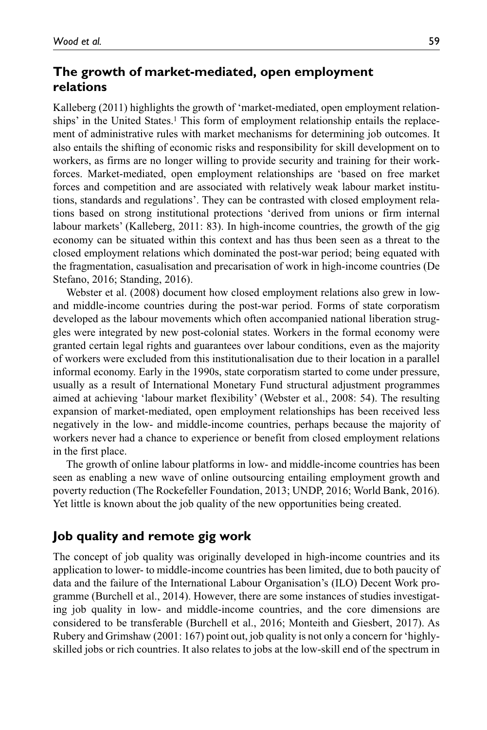## The growth of market-mediated, open employment relations

Kalleberg (2011) highlights the growth of 'market-mediated, open employment relationships' in the United States.[1] This form of employment relationship entails the replacement of administrative rules with market mechanisms for determining job outcomes. It also entails the shifting of economic risks and responsibility for skill development on to workers, as firms are no longer willing to provide security and training for their workforces. Market-mediated, open employment relationships are 'based on free market forces and competition and are associated with relatively weak labour market institutions, standards and regulations'. They can be contrasted with closed employment relations based on strong institutional protections 'derived from unions or firm internal labour markets' (Kalleberg, 2011: 83). In high-income countries, the growth of the gig economy can be situated within this context and has thus been seen as a threat to the closed employment relations which dominated the post-war period; being equated with the fragmentation, casualisation and precarisation of work in high-income countries (De Stefano, 2016; Standing, 2016).

Webster et al. (2008) document how closed employment relations also grew in low- and middle-income countries during the post-war period. Forms of state corporatism developed as the labour movements which often accompanied national liberation struggles were integrated by new post-colonial states. Workers in the formal economy were granted certain legal rights and guarantees over labour conditions, even as the majority of workers were excluded from this institutionalisation due to their location in a parallel informal economy. Early in the 1990s, state corporatism started to come under pressure, usually as a result of International Monetary Fund structural adjustment programmes aimed at achieving 'labour market flexibility' (Webster et al., 2008: 54). The resulting expansion of market-mediated, open employment relationships has been received less negatively in the low- and middle-income countries, perhaps because the majority of workers never had a chance to experience or benefit from closed employment relations in the first place.

The growth of online labour platforms in low- and middle-income countries has been seen as enabling a new wave of online outsourcing entailing employment growth and poverty reduction (The Rockefeller Foundation, 2013; UNDP, 2016; World Bank, 2016). Yet little is known about the job quality of the new opportunities being created.

## Job quality and remote gig work

The concept of job quality was originally developed in high-income countries and its application to lower- to middle-income countries has been limited, due to both paucity of data and the failure of the International Labour Organisation's (ILO) Decent Work programme (Burchell et al., 2014). However, there are some instances of studies investigating job quality in low- and middle-income countries, and the core dimensions are considered to be transferable (Burchell et al., 2016; Monteith and Giesbert, 2017). As Rubery and Grimshaw (2001: 167) point out, job quality is not only a concern for 'highly-skilled jobs or rich countries. It also relates to jobs at the low-skill end of the spectrum in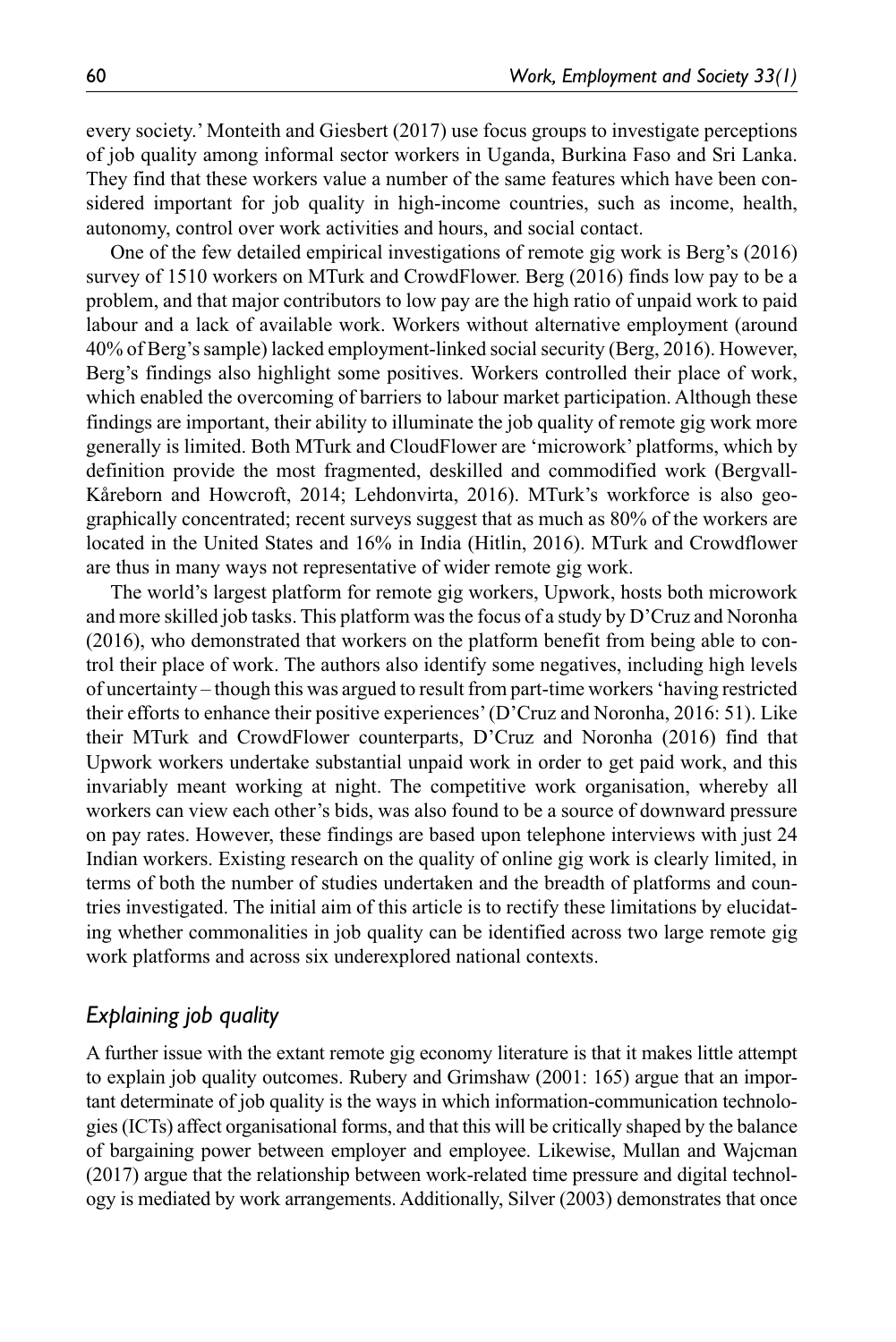every society.' Monteith and Giesbert (2017) use focus groups to investigate perceptions of job quality among informal sector workers in Uganda, Burkina Faso and Sri Lanka. They find that these workers value a number of the same features which have been considered important for job quality in high-income countries, such as income, health, autonomy, control over work activities and hours, and social contact.

One of the few detailed empirical investigations of remote gig work is Berg's (2016) survey of 1510 workers on MTurk and CrowdFlower. Berg (2016) finds low pay to be a problem, and that major contributors to low pay are the high ratio of unpaid work to paid labour and a lack of available work. Workers without alternative employment (around 40% of Berg's sample) lacked employment-linked social security (Berg, 2016). However, Berg's findings also highlight some positives. Workers controlled their place of work, which enabled the overcoming of barriers to labour market participation. Although these findings are important, their ability to illuminate the job quality of remote gig work more generally is limited. Both MTurk and CloudFlower are 'microwork' platforms, which by definition provide the most fragmented, deskilled and commodified work (Bergvall-Kåreborn and Howcroft, 2014; Lehdonvirta, 2016). MTurk's workforce is also geographically concentrated; recent surveys suggest that as much as 80% of the workers are located in the United States and 16% in India (Hitlin, 2016). MTurk and Crowdflower are thus in many ways not representative of wider remote gig work.

The world's largest platform for remote gig workers, Upwork, hosts both microwork and more skilled job tasks. This platform was the focus of a study by D'Cruz and Noronha (2016), who demonstrated that workers on the platform benefit from being able to control their place of work. The authors also identify some negatives, including high levels of uncertainty – though this was argued to result from part-time workers 'having restricted their efforts to enhance their positive experiences' (D'Cruz and Noronha, 2016: 51). Like their MTurk and CrowdFlower counterparts, D'Cruz and Noronha (2016) find that Upwork workers undertake substantial unpaid work in order to get paid work, and this invariably meant working at night. The competitive work organisation, whereby all workers can view each other's bids, was also found to be a source of downward pressure on pay rates. However, these findings are based upon telephone interviews with just 24 Indian workers. Existing research on the quality of online gig work is clearly limited, in terms of both the number of studies undertaken and the breadth of platforms and countries investigated. The initial aim of this article is to rectify these limitations by elucidating whether commonalities in job quality can be identified across two large remote gig work platforms and across six underexplored national contexts.

## *Explaining job quality*

A further issue with the extant remote gig economy literature is that it makes little attempt to explain job quality outcomes. Rubery and Grimshaw (2001: 165) argue that an important determinate of job quality is the ways in which information-communication technologies (ICTs) affect organisational forms, and that this will be critically shaped by the balance of bargaining power between employer and employee. Likewise, Mullan and Wajcman (2017) argue that the relationship between work-related time pressure and digital technology is mediated by work arrangements. Additionally, Silver (2003) demonstrates that once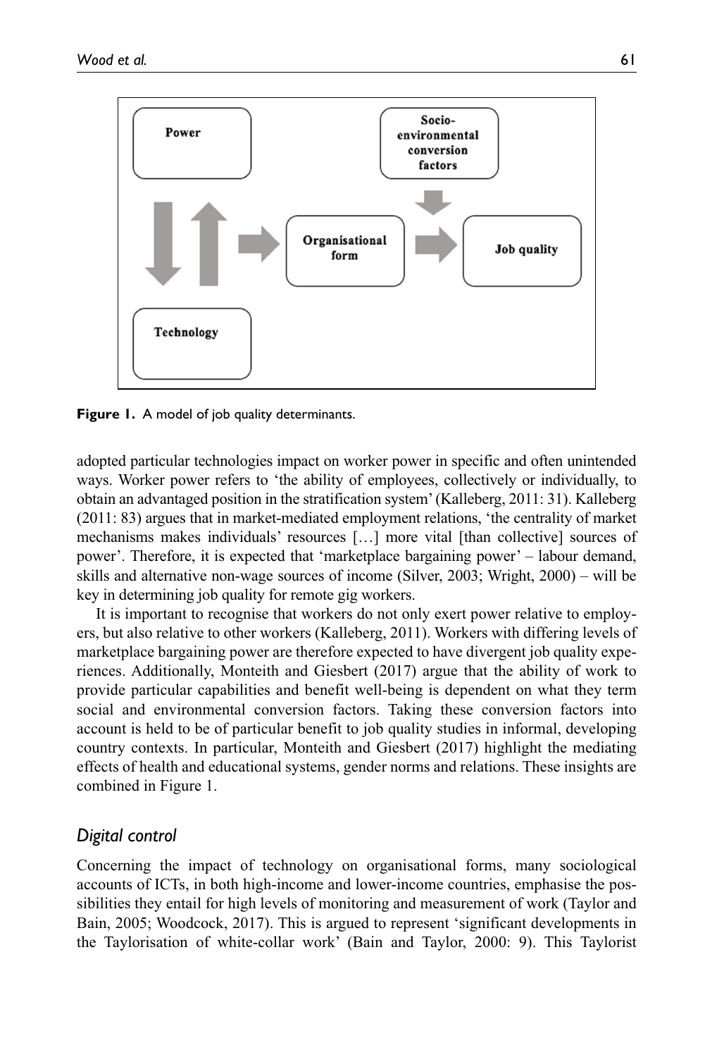**Figure 1.** A model of job quality determinants.

adopted particular technologies impact on worker power in specific and often unintended ways. Worker power refers to 'the ability of employees, collectively or individually, to obtain an advantaged position in the stratification system' (Kalleberg, 2011: 31). Kalleberg (2011: 83) argues that in market-mediated employment relations, 'the centrality of market mechanisms makes individuals' resources […] more vital [than collective] sources of power'. Therefore, it is expected that 'marketplace bargaining power' – labour demand, skills and alternative non-wage sources of income (Silver, 2003; Wright, 2000) – will be key in determining job quality for remote gig workers.

It is important to recognise that workers do not only exert power relative to employers, but also relative to other workers (Kalleberg, 2011). Workers with differing levels of marketplace bargaining power are therefore expected to have divergent job quality experiences. Additionally, Monteith and Giesbert (2017) argue that the ability of work to provide particular capabilities and benefit well-being is dependent on what they term social and environmental conversion factors. Taking these conversion factors into account is held to be of particular benefit to job quality studies in informal, developing country contexts. In particular, Monteith and Giesbert (2017) highlight the mediating effects of health and educational systems, gender norms and relations. These insights are combined in Figure 1.

### *Digital control*

Concerning the impact of technology on organisational forms, many sociological accounts of ICTs, in both high-income and lower-income countries, emphasise the possibilities they entail for high levels of monitoring and measurement of work (Taylor and Bain, 2005; Woodcock, 2017). This is argued to represent 'significant developments in the Taylorisation of white-collar work' (Bain and Taylor, 2000: 9). This Taylorist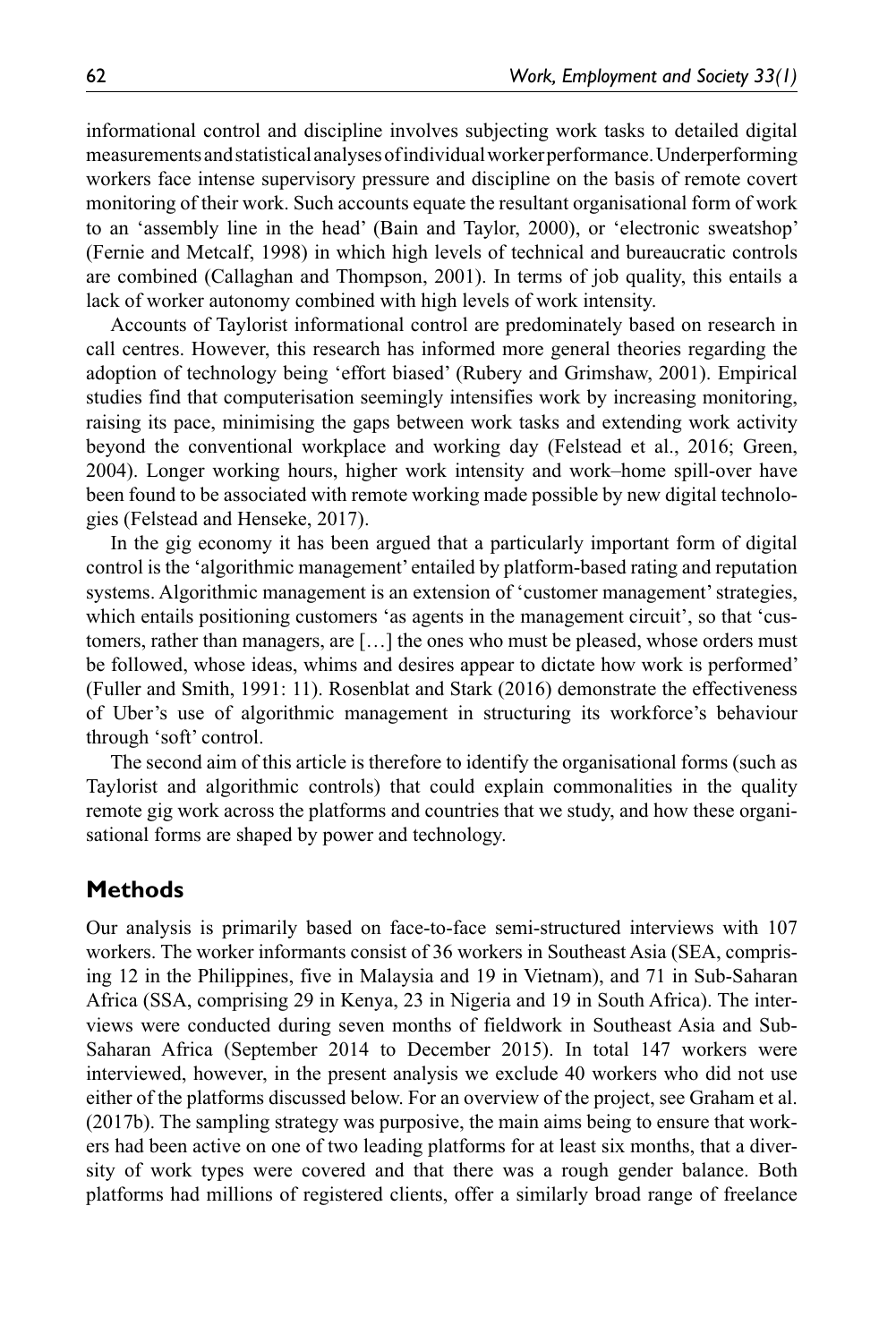informational control and discipline involves subjecting work tasks to detailed digital measurements and statistical analyses of individual worker performance. Underperforming workers face intense supervisory pressure and discipline on the basis of remote covert monitoring of their work. Such accounts equate the resultant organisational form of work to an 'assembly line in the head' (Bain and Taylor, 2000), or 'electronic sweatshop' (Fernie and Metcalf, 1998) in which high levels of technical and bureaucratic controls are combined (Callaghan and Thompson, 2001). In terms of job quality, this entails a lack of worker autonomy combined with high levels of work intensity.

Accounts of Taylorist informational control are predominately based on research in call centres. However, this research has informed more general theories regarding the adoption of technology being 'effort biased' (Rubery and Grimshaw, 2001). Empirical studies find that computerisation seemingly intensifies work by increasing monitoring, raising its pace, minimising the gaps between work tasks and extending work activity beyond the conventional workplace and working day (Felstead et al., 2016; Green, 2004). Longer working hours, higher work intensity and work–home spill-over have been found to be associated with remote working made possible by new digital technologies (Felstead and Henseke, 2017).

In the gig economy it has been argued that a particularly important form of digital control is the 'algorithmic management' entailed by platform-based rating and reputation systems. Algorithmic management is an extension of 'customer management' strategies, which entails positioning customers 'as agents in the management circuit', so that 'customers, rather than managers, are […] the ones who must be pleased, whose orders must be followed, whose ideas, whims and desires appear to dictate how work is performed' (Fuller and Smith, 1991: 11). Rosenblat and Stark (2016) demonstrate the effectiveness of Uber's use of algorithmic management in structuring its workforce's behaviour through 'soft' control.

The second aim of this article is therefore to identify the organisational forms (such as Taylorist and algorithmic controls) that could explain commonalities in the quality remote gig work across the platforms and countries that we study, and how these organisational forms are shaped by power and technology.

## Methods

Our analysis is primarily based on face-to-face semi-structured interviews with 107 workers. The worker informants consist of 36 workers in Southeast Asia (SEA, comprising 12 in the Philippines, five in Malaysia and 19 in Vietnam), and 71 in Sub-Saharan Africa (SSA, comprising 29 in Kenya, 23 in Nigeria and 19 in South Africa). The interviews were conducted during seven months of fieldwork in Southeast Asia and Sub-Saharan Africa (September 2014 to December 2015). In total 147 workers were interviewed, however, in the present analysis we exclude 40 workers who did not use either of the platforms discussed below. For an overview of the project, see Graham et al. (2017b). The sampling strategy was purposive, the main aims being to ensure that workers had been active on one of two leading platforms for at least six months, that a diversity of work types were covered and that there was a rough gender balance. Both platforms had millions of registered clients, offer a similarly broad range of freelance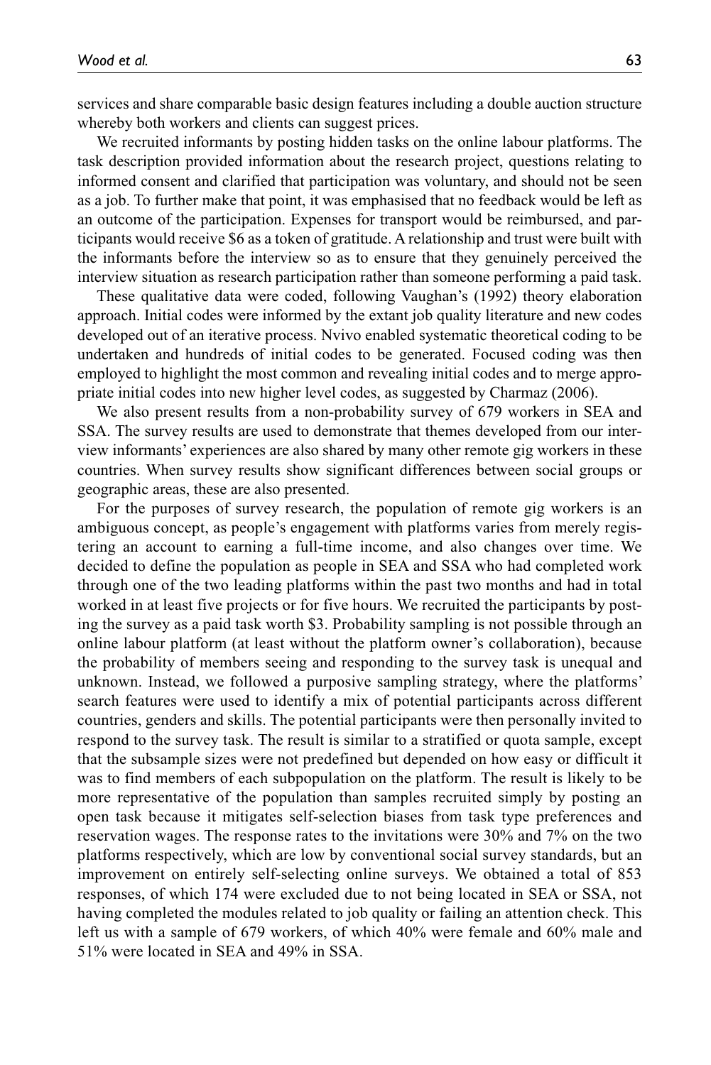services and share comparable basic design features including a double auction structure whereby both workers and clients can suggest prices.

We recruited informants by posting hidden tasks on the online labour platforms. The task description provided information about the research project, questions relating to informed consent and clarified that participation was voluntary, and should not be seen as a job. To further make that point, it was emphasised that no feedback would be left as an outcome of the participation. Expenses for transport would be reimbursed, and participants would receive \$6 as a token of gratitude. A relationship and trust were built with the informants before the interview so as to ensure that they genuinely perceived the interview situation as research participation rather than someone performing a paid task.

These qualitative data were coded, following Vaughan's (1992) theory elaboration approach. Initial codes were informed by the extant job quality literature and new codes developed out of an iterative process. Nvivo enabled systematic theoretical coding to be undertaken and hundreds of initial codes to be generated. Focused coding was then employed to highlight the most common and revealing initial codes and to merge appropriate initial codes into new higher level codes, as suggested by Charmaz (2006).

We also present results from a non-probability survey of 679 workers in SEA and SSA. The survey results are used to demonstrate that themes developed from our interview informants' experiences are also shared by many other remote gig workers in these countries. When survey results show significant differences between social groups or geographic areas, these are also presented.

For the purposes of survey research, the population of remote gig workers is an ambiguous concept, as people's engagement with platforms varies from merely registering an account to earning a full-time income, and also changes over time. We decided to define the population as people in SEA and SSA who had completed work through one of the two leading platforms within the past two months and had in total worked in at least five projects or for five hours. We recruited the participants by posting the survey as a paid task worth \$3. Probability sampling is not possible through an online labour platform (at least without the platform owner's collaboration), because the probability of members seeing and responding to the survey task is unequal and unknown. Instead, we followed a purposive sampling strategy, where the platforms' search features were used to identify a mix of potential participants across different countries, genders and skills. The potential participants were then personally invited to respond to the survey task. The result is similar to a stratified or quota sample, except that the subsample sizes were not predefined but depended on how easy or difficult it was to find members of each subpopulation on the platform. The result is likely to be more representative of the population than samples recruited simply by posting an open task because it mitigates self-selection biases from task type preferences and reservation wages. The response rates to the invitations were 30% and 7% on the two platforms respectively, which are low by conventional social survey standards, but an improvement on entirely self-selecting online surveys. We obtained a total of 853 responses, of which 174 were excluded due to not being located in SEA or SSA, not having completed the modules related to job quality or failing an attention check. This left us with a sample of 679 workers, of which 40% were female and 60% male and 51% were located in SEA and 49% in SSA.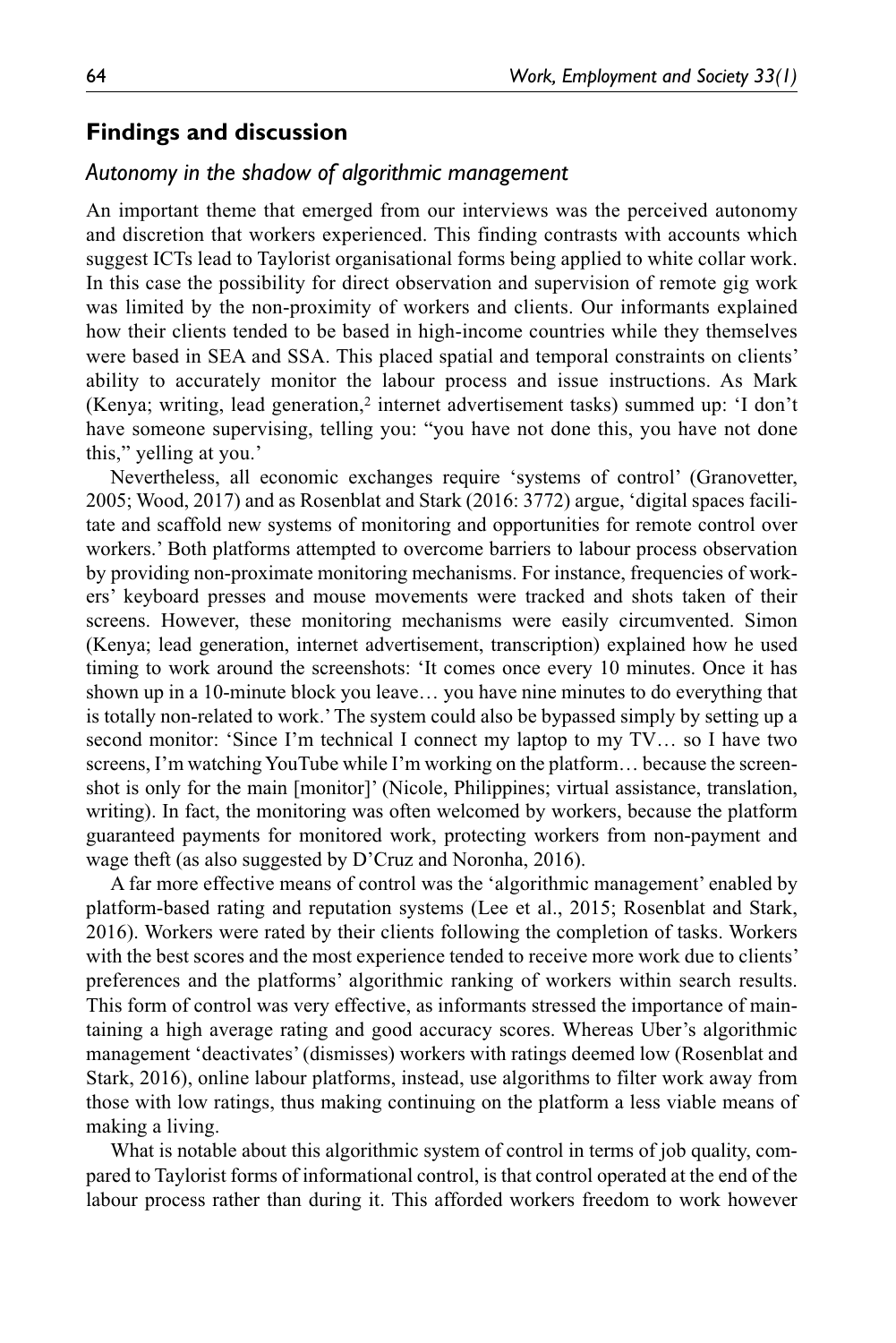## Findings and discussion

### *Autonomy in the shadow of algorithmic management*

An important theme that emerged from our interviews was the perceived autonomy and discretion that workers experienced. This finding contrasts with accounts which suggest ICTs lead to Taylorist organisational forms being applied to white collar work. In this case the possibility for direct observation and supervision of remote gig work was limited by the non-proximity of workers and clients. Our informants explained how their clients tended to be based in high-income countries while they themselves were based in SEA and SSA. This placed spatial and temporal constraints on clients' ability to accurately monitor the labour process and issue instructions. As Mark (Kenya; writing, lead generation,[2] internet advertisement tasks) summed up: 'I don't have someone supervising, telling you: "you have not done this, you have not done this," yelling at you.'

Nevertheless, all economic exchanges require 'systems of control' (Granovetter, 2005; Wood, 2017) and as Rosenblat and Stark (2016: 3772) argue, 'digital spaces facilitate and scaffold new systems of monitoring and opportunities for remote control over workers.' Both platforms attempted to overcome barriers to labour process observation by providing non-proximate monitoring mechanisms. For instance, frequencies of workers' keyboard presses and mouse movements were tracked and shots taken of their screens. However, these monitoring mechanisms were easily circumvented. Simon (Kenya; lead generation, internet advertisement, transcription) explained how he used timing to work around the screenshots: 'It comes once every 10 minutes. Once it has shown up in a 10-minute block you leave… you have nine minutes to do everything that is totally non-related to work.' The system could also be bypassed simply by setting up a second monitor: 'Since I'm technical I connect my laptop to my TV… so I have two screens, I'm watching YouTube while I'm working on the platform… because the screenshot is only for the main [monitor]' (Nicole, Philippines; virtual assistance, translation, writing). In fact, the monitoring was often welcomed by workers, because the platform guaranteed payments for monitored work, protecting workers from non-payment and wage theft (as also suggested by D'Cruz and Noronha, 2016).

A far more effective means of control was the 'algorithmic management' enabled by platform-based rating and reputation systems (Lee et al., 2015; Rosenblat and Stark, 2016). Workers were rated by their clients following the completion of tasks. Workers with the best scores and the most experience tended to receive more work due to clients' preferences and the platforms' algorithmic ranking of workers within search results. This form of control was very effective, as informants stressed the importance of maintaining a high average rating and good accuracy scores. Whereas Uber's algorithmic management 'deactivates' (dismisses) workers with ratings deemed low (Rosenblat and Stark, 2016), online labour platforms, instead, use algorithms to filter work away from those with low ratings, thus making continuing on the platform a less viable means of making a living.

What is notable about this algorithmic system of control in terms of job quality, compared to Taylorist forms of informational control, is that control operated at the end of the labour process rather than during it. This afforded workers freedom to work however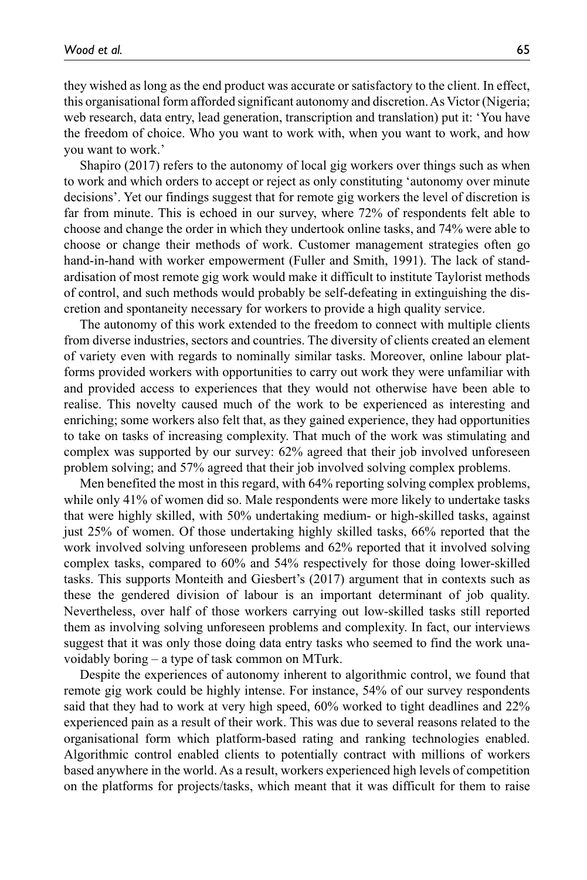they wished as long as the end product was accurate or satisfactory to the client. In effect, this organisational form afforded significant autonomy and discretion. As Victor (Nigeria; web research, data entry, lead generation, transcription and translation) put it: 'You have the freedom of choice. Who you want to work with, when you want to work, and how you want to work.'

Shapiro (2017) refers to the autonomy of local gig workers over things such as when to work and which orders to accept or reject as only constituting 'autonomy over minute decisions'. Yet our findings suggest that for remote gig workers the level of discretion is far from minute. This is echoed in our survey, where 72% of respondents felt able to choose and change the order in which they undertook online tasks, and 74% were able to choose or change their methods of work. Customer management strategies often go hand-in-hand with worker empowerment (Fuller and Smith, 1991). The lack of standardisation of most remote gig work would make it difficult to institute Taylorist methods of control, and such methods would probably be self-defeating in extinguishing the discretion and spontaneity necessary for workers to provide a high quality service.

The autonomy of this work extended to the freedom to connect with multiple clients from diverse industries, sectors and countries. The diversity of clients created an element of variety even with regards to nominally similar tasks. Moreover, online labour platforms provided workers with opportunities to carry out work they were unfamiliar with and provided access to experiences that they would not otherwise have been able to realise. This novelty caused much of the work to be experienced as interesting and enriching; some workers also felt that, as they gained experience, they had opportunities to take on tasks of increasing complexity. That much of the work was stimulating and complex was supported by our survey: 62% agreed that their job involved unforeseen problem solving; and 57% agreed that their job involved solving complex problems.

Men benefited the most in this regard, with 64% reporting solving complex problems, while only 41% of women did so. Male respondents were more likely to undertake tasks that were highly skilled, with 50% undertaking medium- or high-skilled tasks, against just 25% of women. Of those undertaking highly skilled tasks, 66% reported that the work involved solving unforeseen problems and 62% reported that it involved solving complex tasks, compared to 60% and 54% respectively for those doing lower-skilled tasks. This supports Monteith and Giesbert's (2017) argument that in contexts such as these the gendered division of labour is an important determinant of job quality. Nevertheless, over half of those workers carrying out low-skilled tasks still reported them as involving solving unforeseen problems and complexity. In fact, our interviews suggest that it was only those doing data entry tasks who seemed to find the work unavoidably boring – a type of task common on MTurk.

Despite the experiences of autonomy inherent to algorithmic control, we found that remote gig work could be highly intense. For instance, 54% of our survey respondents said that they had to work at very high speed, 60% worked to tight deadlines and 22% experienced pain as a result of their work. This was due to several reasons related to the organisational form which platform-based rating and ranking technologies enabled. Algorithmic control enabled clients to potentially contract with millions of workers based anywhere in the world. As a result, workers experienced high levels of competition on the platforms for projects/tasks, which meant that it was difficult for them to raise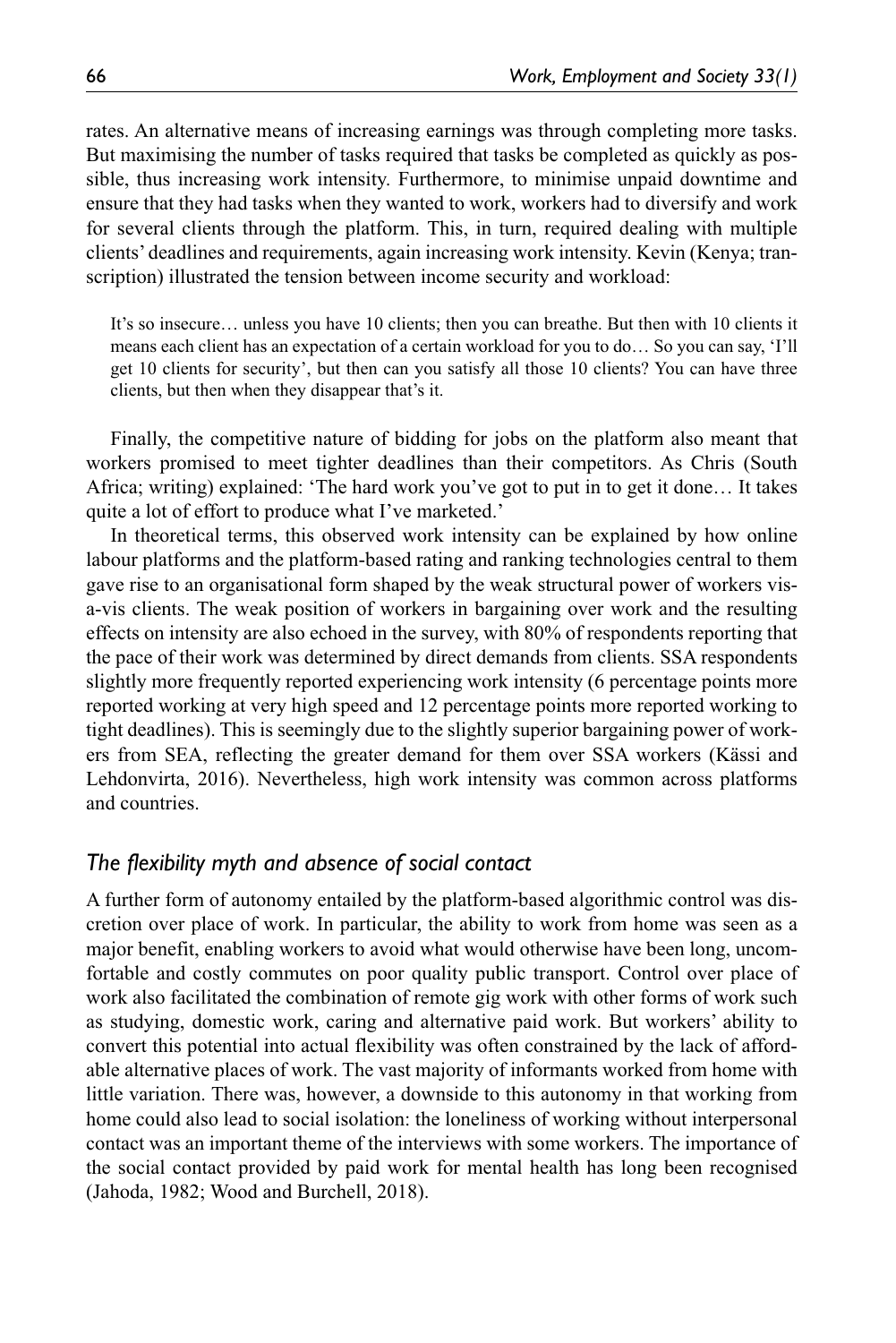rates. An alternative means of increasing earnings was through completing more tasks. But maximising the number of tasks required that tasks be completed as quickly as possible, thus increasing work intensity. Furthermore, to minimise unpaid downtime and ensure that they had tasks when they wanted to work, workers had to diversify and work for several clients through the platform. This, in turn, required dealing with multiple clients' deadlines and requirements, again increasing work intensity. Kevin (Kenya; transcription) illustrated the tension between income security and workload:

> It's so insecure… unless you have 10 clients; then you can breathe. But then with 10 clients it means each client has an expectation of a certain workload for you to do… So you can say, 'I'll get 10 clients for security', but then can you satisfy all those 10 clients? You can have three clients, but then when they disappear that's it.

Finally, the competitive nature of bidding for jobs on the platform also meant that workers promised to meet tighter deadlines than their competitors. As Chris (South Africa; writing) explained: 'The hard work you've got to put in to get it done… It takes quite a lot of effort to produce what I've marketed.'

In theoretical terms, this observed work intensity can be explained by how online labour platforms and the platform-based rating and ranking technologies central to them gave rise to an organisational form shaped by the weak structural power of workers vis-a-vis clients. The weak position of workers in bargaining over work and the resulting effects on intensity are also echoed in the survey, with 80% of respondents reporting that the pace of their work was determined by direct demands from clients. SSA respondents slightly more frequently reported experiencing work intensity (6 percentage points more reported working at very high speed and 12 percentage points more reported working to tight deadlines). This is seemingly due to the slightly superior bargaining power of workers from SEA, reflecting the greater demand for them over SSA workers (Kässi and Lehdonvirta, 2016). Nevertheless, high work intensity was common across platforms and countries.

### *The flexibility myth and absence of social contact*

A further form of autonomy entailed by the platform-based algorithmic control was discretion over place of work. In particular, the ability to work from home was seen as a major benefit, enabling workers to avoid what would otherwise have been long, uncomfortable and costly commutes on poor quality public transport. Control over place of work also facilitated the combination of remote gig work with other forms of work such as studying, domestic work, caring and alternative paid work. But workers' ability to convert this potential into actual flexibility was often constrained by the lack of affordable alternative places of work. The vast majority of informants worked from home with little variation. There was, however, a downside to this autonomy in that working from home could also lead to social isolation: the loneliness of working without interpersonal contact was an important theme of the interviews with some workers. The importance of the social contact provided by paid work for mental health has long been recognised (Jahoda, 1982; Wood and Burchell, 2018).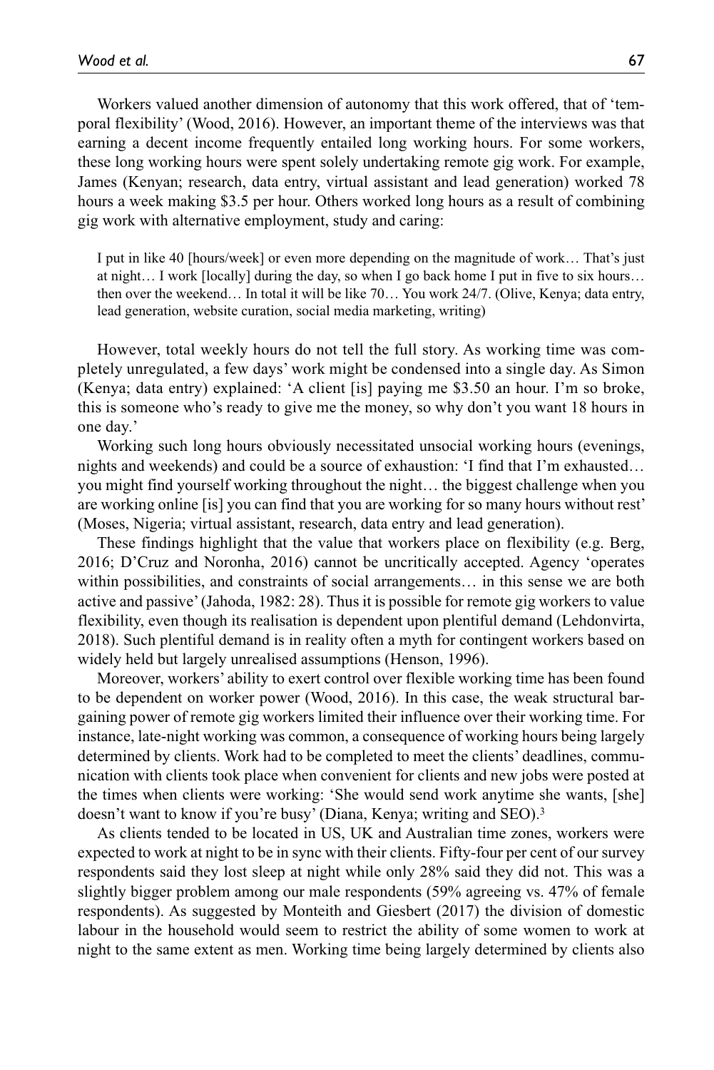Workers valued another dimension of autonomy that this work offered, that of 'temporal flexibility' (Wood, 2016). However, an important theme of the interviews was that earning a decent income frequently entailed long working hours. For some workers, these long working hours were spent solely undertaking remote gig work. For example, James (Kenyan; research, data entry, virtual assistant and lead generation) worked 78 hours a week making $3.5 per hour. Others worked long hours as a result of combining gig work with alternative employment, study and caring:

> I put in like 40 [hours/week] or even more depending on the magnitude of work… That's just at night… I work [locally] during the day, so when I go back home I put in five to six hours… then over the weekend… In total it will be like 70… You work 24/7. (Olive, Kenya; data entry, lead generation, website curation, social media marketing, writing)

However, total weekly hours do not tell the full story. As working time was completely unregulated, a few days' work might be condensed into a single day. As Simon (Kenya; data entry) explained: 'A client [is] paying me $3.50 an hour. I'm so broke, this is someone who's ready to give me the money, so why don't you want 18 hours in one day.'

Working such long hours obviously necessitated unsocial working hours (evenings, nights and weekends) and could be a source of exhaustion: 'I find that I'm exhausted… you might find yourself working throughout the night… the biggest challenge when you are working online [is] you can find that you are working for so many hours without rest' (Moses, Nigeria; virtual assistant, research, data entry and lead generation).

These findings highlight that the value that workers place on flexibility (e.g. Berg, 2016; D'Cruz and Noronha, 2016) cannot be uncritically accepted. Agency 'operates within possibilities, and constraints of social arrangements… in this sense we are both active and passive' (Jahoda, 1982: 28). Thus it is possible for remote gig workers to value flexibility, even though its realisation is dependent upon plentiful demand (Lehdonvirta, 2018). Such plentiful demand is in reality often a myth for contingent workers based on widely held but largely unrealised assumptions (Henson, 1996).

Moreover, workers' ability to exert control over flexible working time has been found to be dependent on worker power (Wood, 2016). In this case, the weak structural bargaining power of remote gig workers limited their influence over their working time. For instance, late-night working was common, a consequence of working hours being largely determined by clients. Work had to be completed to meet the clients' deadlines, communication with clients took place when convenient for clients and new jobs were posted at the times when clients were working: 'She would send work anytime she wants, [she] doesn't want to know if you're busy' (Diana, Kenya; writing and SEO).[3]

As clients tended to be located in US, UK and Australian time zones, workers were expected to work at night to be in sync with their clients. Fifty-four per cent of our survey respondents said they lost sleep at night while only 28% said they did not. This was a slightly bigger problem among our male respondents (59% agreeing vs. 47% of female respondents). As suggested by Monteith and Giesbert (2017) the division of domestic labour in the household would seem to restrict the ability of some women to work at night to the same extent as men. Working time being largely determined by clients also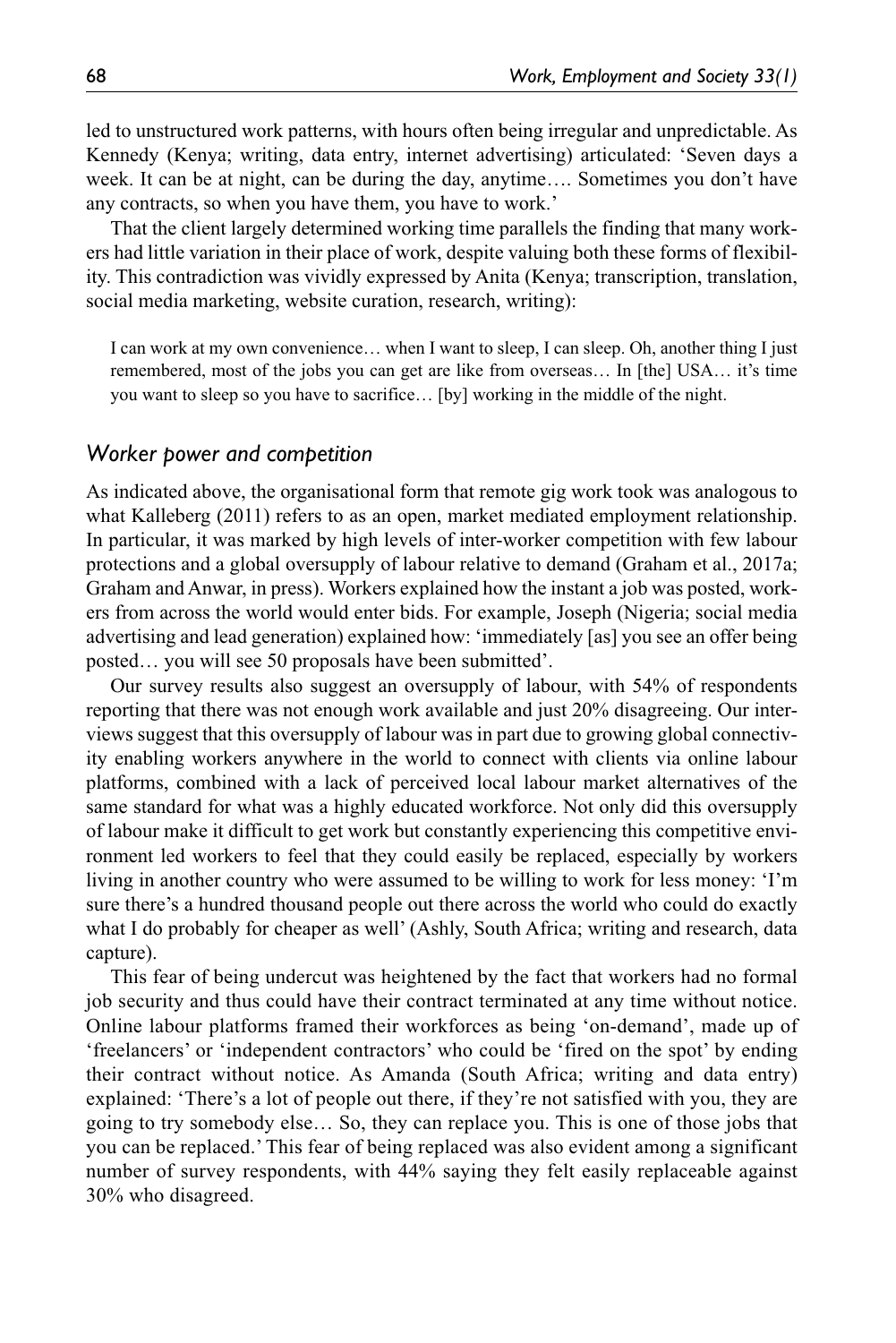led to unstructured work patterns, with hours often being irregular and unpredictable. As Kennedy (Kenya; writing, data entry, internet advertising) articulated: 'Seven days a week. It can be at night, can be during the day, anytime…. Sometimes you don't have any contracts, so when you have them, you have to work.'

That the client largely determined working time parallels the finding that many workers had little variation in their place of work, despite valuing both these forms of flexibility. This contradiction was vividly expressed by Anita (Kenya; transcription, translation, social media marketing, website curation, research, writing):

> I can work at my own convenience… when I want to sleep, I can sleep. Oh, another thing I just remembered, most of the jobs you can get are like from overseas… In [the] USA… it's time you want to sleep so you have to sacrifice… [by] working in the middle of the night.

### *Worker power and competition*

As indicated above, the organisational form that remote gig work took was analogous to what Kalleberg (2011) refers to as an open, market mediated employment relationship. In particular, it was marked by high levels of inter-worker competition with few labour protections and a global oversupply of labour relative to demand (Graham et al., 2017a; Graham and Anwar, in press). Workers explained how the instant a job was posted, workers from across the world would enter bids. For example, Joseph (Nigeria; social media advertising and lead generation) explained how: 'immediately [as] you see an offer being posted… you will see 50 proposals have been submitted'.

Our survey results also suggest an oversupply of labour, with 54% of respondents reporting that there was not enough work available and just 20% disagreeing. Our interviews suggest that this oversupply of labour was in part due to growing global connectivity enabling workers anywhere in the world to connect with clients via online labour platforms, combined with a lack of perceived local labour market alternatives of the same standard for what was a highly educated workforce. Not only did this oversupply of labour make it difficult to get work but constantly experiencing this competitive environment led workers to feel that they could easily be replaced, especially by workers living in another country who were assumed to be willing to work for less money: 'I'm sure there's a hundred thousand people out there across the world who could do exactly what I do probably for cheaper as well' (Ashly, South Africa; writing and research, data capture).

This fear of being undercut was heightened by the fact that workers had no formal job security and thus could have their contract terminated at any time without notice. Online labour platforms framed their workforces as being 'on-demand', made up of 'freelancers' or 'independent contractors' who could be 'fired on the spot' by ending their contract without notice. As Amanda (South Africa; writing and data entry) explained: 'There's a lot of people out there, if they're not satisfied with you, they are going to try somebody else… So, they can replace you. This is one of those jobs that you can be replaced.' This fear of being replaced was also evident among a significant number of survey respondents, with 44% saying they felt easily replaceable against 30% who disagreed.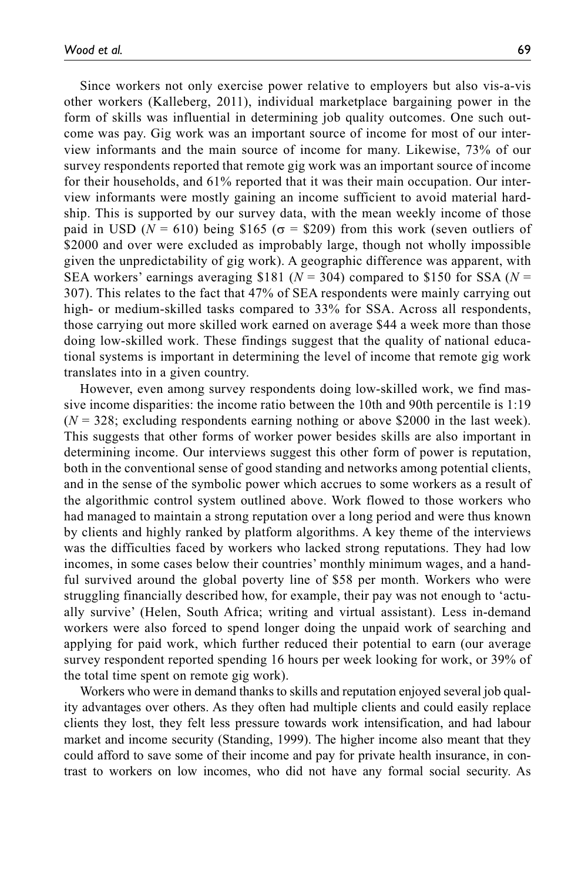Since workers not only exercise power relative to employers but also vis-a-vis other workers (Kalleberg, 2011), individual marketplace bargaining power in the form of skills was influential in determining job quality outcomes. One such outcome was pay. Gig work was an important source of income for most of our interview informants and the main source of income for many. Likewise, 73% of our survey respondents reported that remote gig work was an important source of income for their households, and 61% reported that it was their main occupation. Our interview informants were mostly gaining an income sufficient to avoid material hardship. This is supported by our survey data, with the mean weekly income of those paid in USD ($N$ = 610) being \$165 ($\sigma$ = \$209) from this work (seven outliers of \$2000 and over were excluded as improbably large, though not wholly impossible given the unpredictability of gig work). A geographic difference was apparent, with SEA workers' earnings averaging \$181 ($N$ = 304) compared to \$150 for SSA ($N$ = 307). This relates to the fact that 47% of SEA respondents were mainly carrying out high- or medium-skilled tasks compared to 33% for SSA. Across all respondents, those carrying out more skilled work earned on average \$44 a week more than those doing low-skilled work. These findings suggest that the quality of national educational systems is important in determining the level of income that remote gig work translates into in a given country.

However, even among survey respondents doing low-skilled work, we find massive income disparities: the income ratio between the 10th and 90th percentile is 1:19 ($N$ = 328; excluding respondents earning nothing or above \$2000 in the last week). This suggests that other forms of worker power besides skills are also important in determining income. Our interviews suggest this other form of power is reputation, both in the conventional sense of good standing and networks among potential clients, and in the sense of the symbolic power which accrues to some workers as a result of the algorithmic control system outlined above. Work flowed to those workers who had managed to maintain a strong reputation over a long period and were thus known by clients and highly ranked by platform algorithms. A key theme of the interviews was the difficulties faced by workers who lacked strong reputations. They had low incomes, in some cases below their countries' monthly minimum wages, and a handful survived around the global poverty line of \$58 per month. Workers who were struggling financially described how, for example, their pay was not enough to 'actually survive' (Helen, South Africa; writing and virtual assistant). Less in-demand workers were also forced to spend longer doing the unpaid work of searching and applying for paid work, which further reduced their potential to earn (our average survey respondent reported spending 16 hours per week looking for work, or 39% of the total time spent on remote gig work).

Workers who were in demand thanks to skills and reputation enjoyed several job quality advantages over others. As they often had multiple clients and could easily replace clients they lost, they felt less pressure towards work intensification, and had labour market and income security (Standing, 1999). The higher income also meant that they could afford to save some of their income and pay for private health insurance, in contrast to workers on low incomes, who did not have any formal social security. As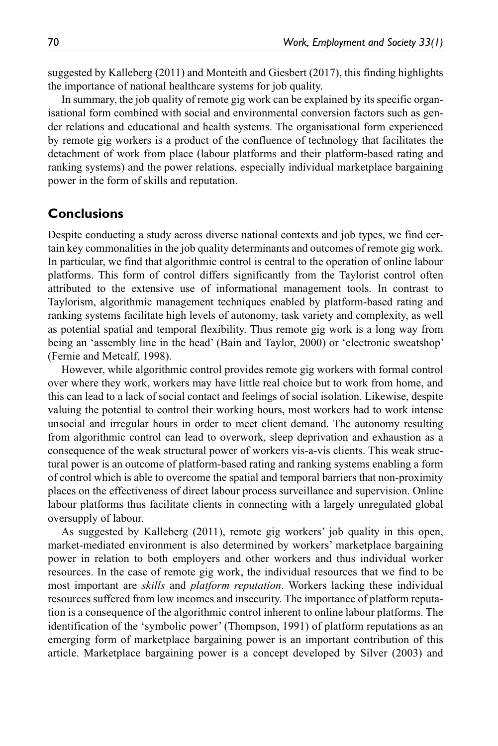suggested by Kalleberg (2011) and Monteith and Giesbert (2017), this finding highlights the importance of national healthcare systems for job quality.

In summary, the job quality of remote gig work can be explained by its specific organisational form combined with social and environmental conversion factors such as gender relations and educational and health systems. The organisational form experienced by remote gig workers is a product of the confluence of technology that facilitates the detachment of work from place (labour platforms and their platform-based rating and ranking systems) and the power relations, especially individual marketplace bargaining power in the form of skills and reputation.

## Conclusions

Despite conducting a study across diverse national contexts and job types, we find certain key commonalities in the job quality determinants and outcomes of remote gig work. In particular, we find that algorithmic control is central to the operation of online labour platforms. This form of control differs significantly from the Taylorist control often attributed to the extensive use of informational management tools. In contrast to Taylorism, algorithmic management techniques enabled by platform-based rating and ranking systems facilitate high levels of autonomy, task variety and complexity, as well as potential spatial and temporal flexibility. Thus remote gig work is a long way from being an 'assembly line in the head' (Bain and Taylor, 2000) or 'electronic sweatshop' (Fernie and Metcalf, 1998).

However, while algorithmic control provides remote gig workers with formal control over where they work, workers may have little real choice but to work from home, and this can lead to a lack of social contact and feelings of social isolation. Likewise, despite valuing the potential to control their working hours, most workers had to work intense unsocial and irregular hours in order to meet client demand. The autonomy resulting from algorithmic control can lead to overwork, sleep deprivation and exhaustion as a consequence of the weak structural power of workers vis-a-vis clients. This weak structural power is an outcome of platform-based rating and ranking systems enabling a form of control which is able to overcome the spatial and temporal barriers that non-proximity places on the effectiveness of direct labour process surveillance and supervision. Online labour platforms thus facilitate clients in connecting with a largely unregulated global oversupply of labour.

As suggested by Kalleberg (2011), remote gig workers' job quality in this open, market-mediated environment is also determined by workers' marketplace bargaining power in relation to both employers and other workers and thus individual worker resources. In the case of remote gig work, the individual resources that we find to be most important are *skills* and *platform reputation*. Workers lacking these individual resources suffered from low incomes and insecurity. The importance of platform reputation is a consequence of the algorithmic control inherent to online labour platforms. The identification of the 'symbolic power' (Thompson, 1991) of platform reputations as an emerging form of marketplace bargaining power is an important contribution of this article. Marketplace bargaining power is a concept developed by Silver (2003) and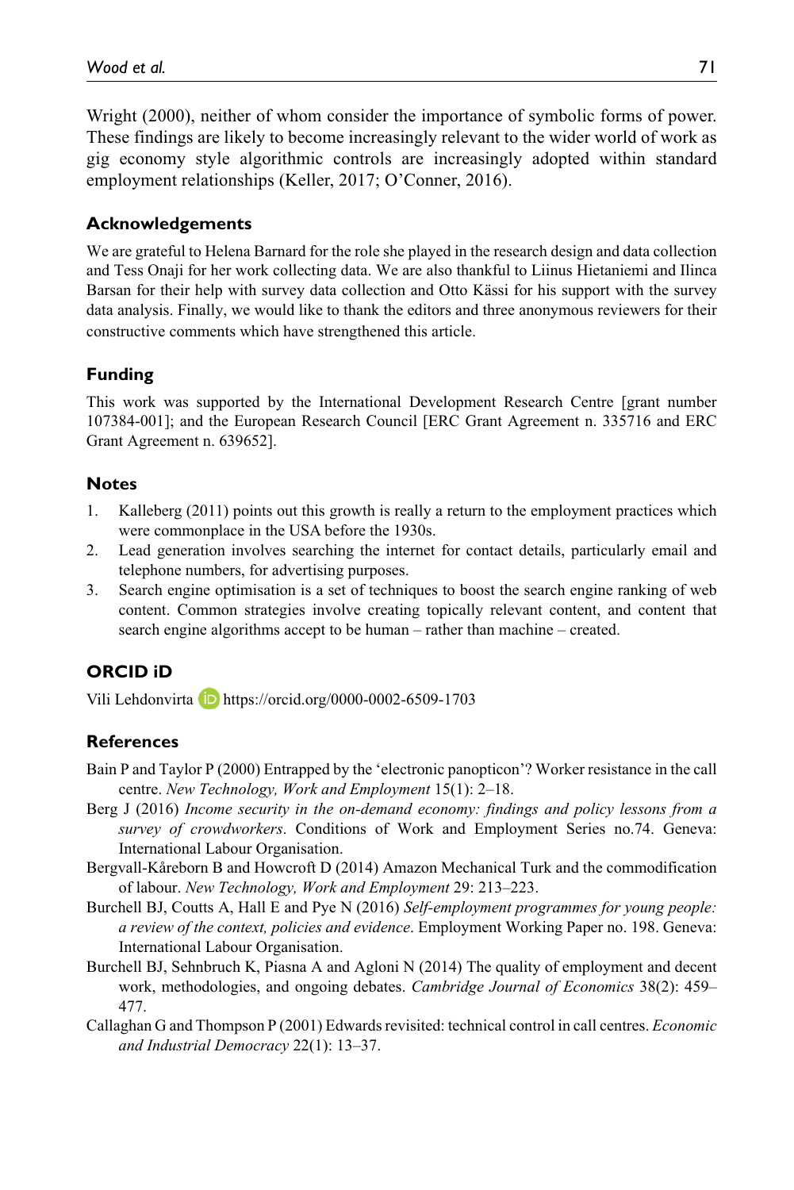Wright (2000), neither of whom consider the importance of symbolic forms of power. These findings are likely to become increasingly relevant to the wider world of work as gig economy style algorithmic controls are increasingly adopted within standard employment relationships (Keller, 2017; O'Conner, 2016).

### Acknowledgements

We are grateful to Helena Barnard for the role she played in the research design and data collection and Tess Onaji for her work collecting data. We are also thankful to Liinus Hietaniemi and Ilinca Barsan for their help with survey data collection and Otto Kässi for his support with the survey data analysis. Finally, we would like to thank the editors and three anonymous reviewers for their constructive comments which have strengthened this article.

### Funding

This work was supported by the International Development Research Centre [grant number 107384-001]; and the European Research Council [ERC Grant Agreement n. 335716 and ERC Grant Agreement n. 639652].

### Notes

1. Kalleberg (2011) points out this growth is really a return to the employment practices which were commonplace in the USA before the 1930s.
2. Lead generation involves searching the internet for contact details, particularly email and telephone numbers, for advertising purposes.
3. Search engine optimisation is a set of techniques to boost the search engine ranking of web content. Common strategies involve creating topically relevant content, and content that search engine algorithms accept to be human – rather than machine – created.

### ORCID iD

Vili Lehdonvirta https://orcid.org/0000-0002-6509-1703

### References

Bain P and Taylor P (2000) Entrapped by the 'electronic panopticon'? Worker resistance in the call centre. *New Technology, Work and Employment* 15(1): 2–18.

Berg J (2016) *Income security in the on-demand economy: findings and policy lessons from a survey of crowdworkers*. Conditions of Work and Employment Series no.74. Geneva: International Labour Organisation.

Bergvall-Kåreborn B and Howcroft D (2014) Amazon Mechanical Turk and the commodification of labour. *New Technology, Work and Employment* 29: 213–223.

Burchell BJ, Coutts A, Hall E and Pye N (2016) *Self-employment programmes for young people: a review of the context, policies and evidence*. Employment Working Paper no. 198. Geneva: International Labour Organisation.

Burchell BJ, Sehnbruch K, Piasna A and Agloni N (2014) The quality of employment and decent work, methodologies, and ongoing debates. *Cambridge Journal of Economics* 38(2): 459–477.

Callaghan G and Thompson P (2001) Edwards revisited: technical control in call centres. *Economic and Industrial Democracy* 22(1): 13–37.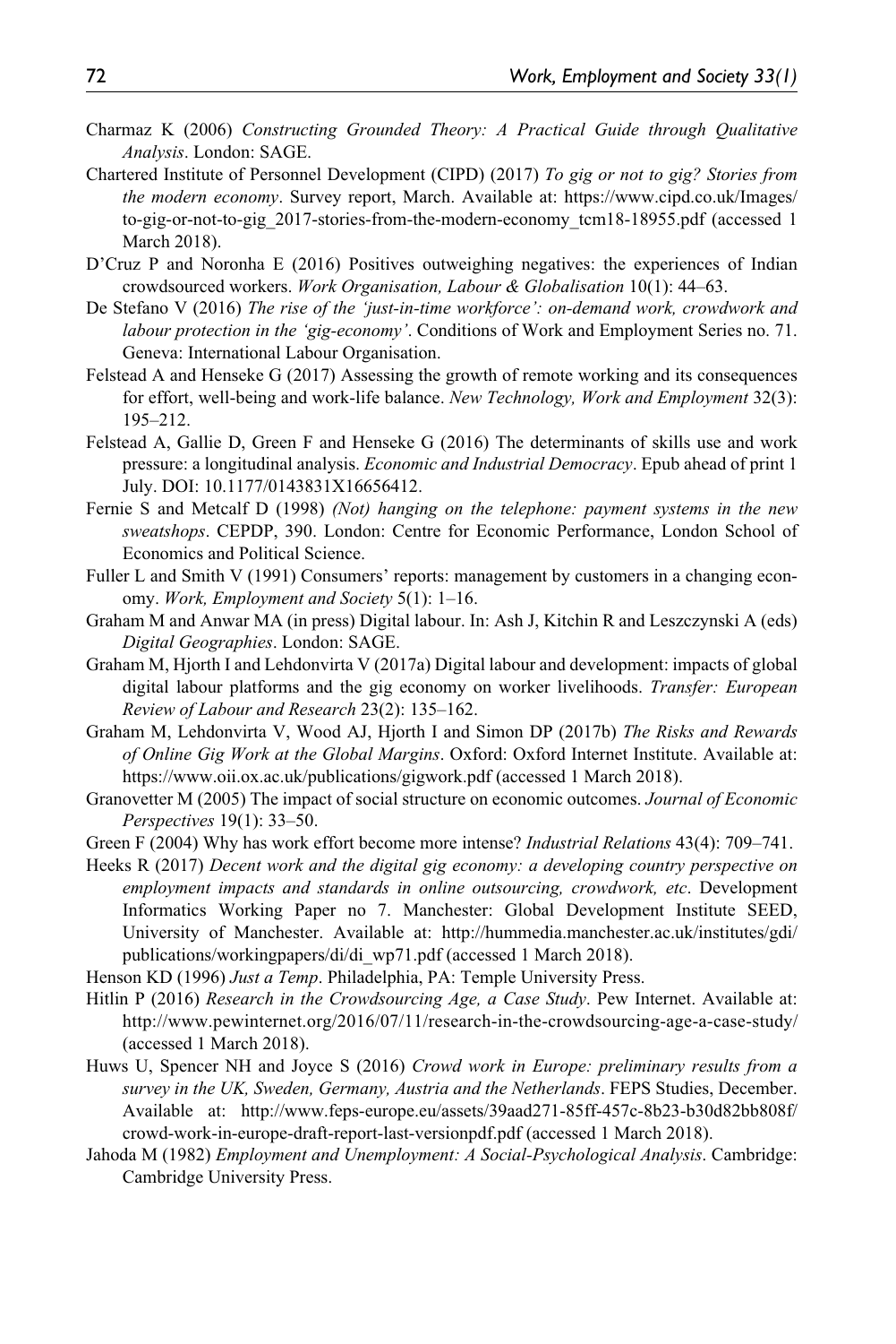Charmaz K (2006) *Constructing Grounded Theory: A Practical Guide through Qualitative Analysis*. London: SAGE.

Chartered Institute of Personnel Development (CIPD) (2017) *To gig or not to gig? Stories from the modern economy*. Survey report, March. Available at: https://www.cipd.co.uk/Images/to-gig-or-not-to-gig_2017-stories-from-the-modern-economy_tcm18-18955.pdf (accessed 1 March 2018).

D'Cruz P and Noronha E (2016) Positives outweighing negatives: the experiences of Indian crowdsourced workers. *Work Organisation, Labour & Globalisation* 10(1): 44–63.

De Stefano V (2016) *The rise of the 'just-in-time workforce': on-demand work, crowdwork and labour protection in the 'gig-economy'*. Conditions of Work and Employment Series no. 71. Geneva: International Labour Organisation.

Felstead A and Henseke G (2017) Assessing the growth of remote working and its consequences for effort, well-being and work-life balance. *New Technology, Work and Employment* 32(3): 195–212.

Felstead A, Gallie D, Green F and Henseke G (2016) The determinants of skills use and work pressure: a longitudinal analysis. *Economic and Industrial Democracy*. Epub ahead of print 1 July. DOI: 10.1177/0143831X16656412.

Fernie S and Metcalf D (1998) *(Not) hanging on the telephone: payment systems in the new sweatshops*. CEPDP, 390. London: Centre for Economic Performance, London School of Economics and Political Science.

Fuller L and Smith V (1991) Consumers' reports: management by customers in a changing economy. *Work, Employment and Society* 5(1): 1–16.

Graham M and Anwar MA (in press) Digital labour. In: Ash J, Kitchin R and Leszczynski A (eds) *Digital Geographies*. London: SAGE.

Graham M, Hjorth I and Lehdonvirta V (2017a) Digital labour and development: impacts of global digital labour platforms and the gig economy on worker livelihoods. *Transfer: European Review of Labour and Research* 23(2): 135–162.

Graham M, Lehdonvirta V, Wood AJ, Hjorth I and Simon DP (2017b) *The Risks and Rewards of Online Gig Work at the Global Margins*. Oxford: Oxford Internet Institute. Available at: https://www.oii.ox.ac.uk/publications/gigwork.pdf (accessed 1 March 2018).

Granovetter M (2005) The impact of social structure on economic outcomes. *Journal of Economic Perspectives* 19(1): 33–50.

Green F (2004) Why has work effort become more intense? *Industrial Relations* 43(4): 709–741.

Heeks R (2017) *Decent work and the digital gig economy: a developing country perspective on employment impacts and standards in online outsourcing, crowdwork, etc*. Development Informatics Working Paper no 7. Manchester: Global Development Institute SEED, University of Manchester. Available at: http://hummedia.manchester.ac.uk/institutes/gdi/publications/workingpapers/di/di_wp71.pdf (accessed 1 March 2018).

Henson KD (1996) *Just a Temp*. Philadelphia, PA: Temple University Press.

Hitlin P (2016) *Research in the Crowdsourcing Age, a Case Study*. Pew Internet. Available at: http://www.pewinternet.org/2016/07/11/research-in-the-crowdsourcing-age-a-case-study/ (accessed 1 March 2018).

Huws U, Spencer NH and Joyce S (2016) *Crowd work in Europe: preliminary results from a survey in the UK, Sweden, Germany, Austria and the Netherlands*. FEPS Studies, December. Available at: http://www.feps-europe.eu/assets/39aad271-85ff-457c-8b23-b30d82bb808f/crowd-work-in-europe-draft-report-last-versionpdf.pdf (accessed 1 March 2018).

Jahoda M (1982) *Employment and Unemployment: A Social-Psychological Analysis*. Cambridge: Cambridge University Press.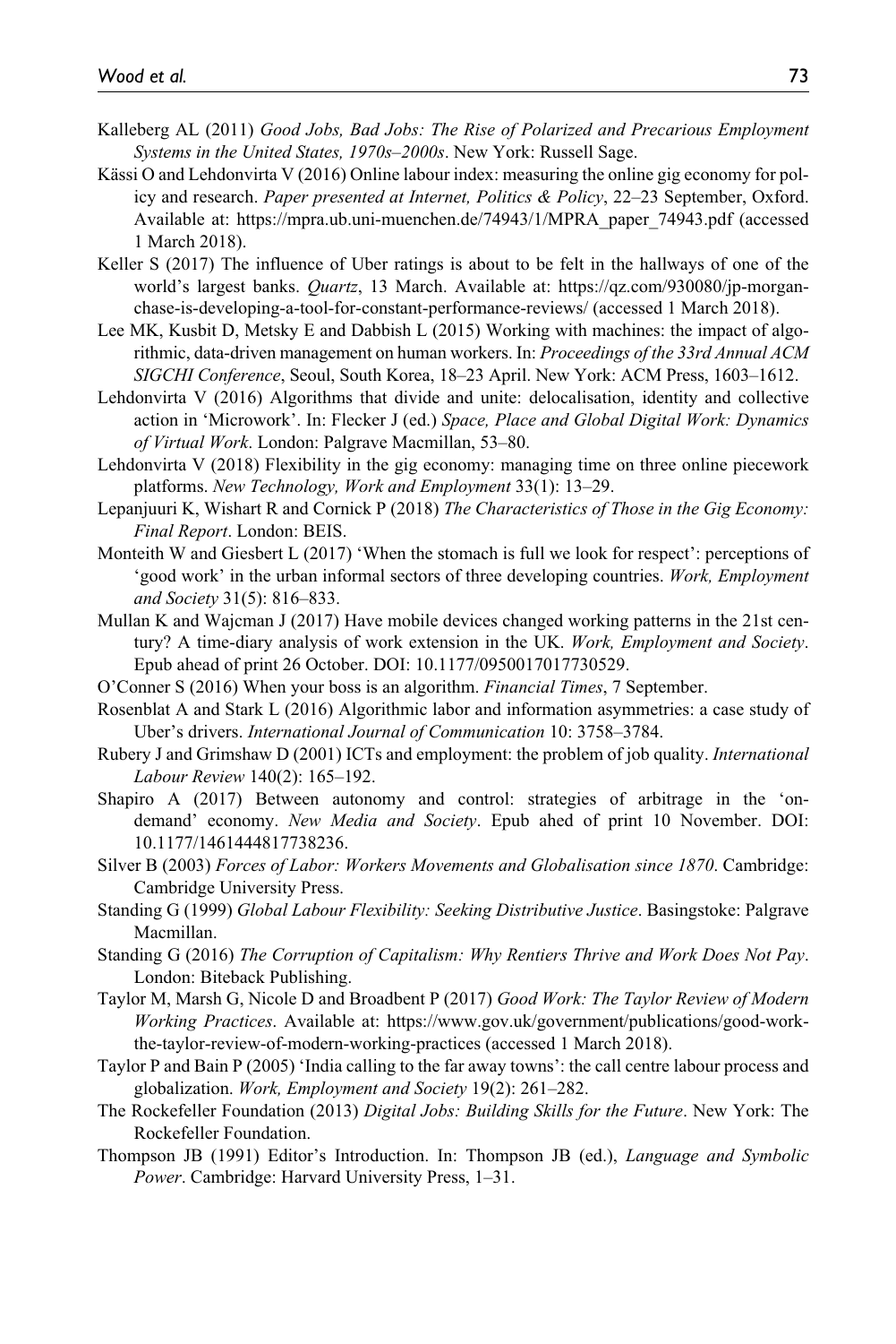Kalleberg AL (2011) *Good Jobs, Bad Jobs: The Rise of Polarized and Precarious Employment Systems in the United States, 1970s–2000s*. New York: Russell Sage.

Kässi O and Lehdonvirta V (2016) Online labour index: measuring the online gig economy for policy and research. *Paper presented at Internet, Politics & Policy*, 22–23 September, Oxford. Available at: https://mpra.ub.uni-muenchen.de/74943/1/MPRA_paper_74943.pdf (accessed 1 March 2018).

Keller S (2017) The influence of Uber ratings is about to be felt in the hallways of one of the world's largest banks. *Quartz*, 13 March. Available at: https://qz.com/930080/jp-morgan-chase-is-developing-a-tool-for-constant-performance-reviews/ (accessed 1 March 2018).

Lee MK, Kusbit D, Metsky E and Dabbish L (2015) Working with machines: the impact of algorithmic, data-driven management on human workers. In: *Proceedings of the 33rd Annual ACM SIGCHI Conference*, Seoul, South Korea, 18–23 April. New York: ACM Press, 1603–1612.

Lehdonvirta V (2016) Algorithms that divide and unite: delocalisation, identity and collective action in 'Microwork'. In: Flecker J (ed.) *Space, Place and Global Digital Work: Dynamics of Virtual Work*. London: Palgrave Macmillan, 53–80.

Lehdonvirta V (2018) Flexibility in the gig economy: managing time on three online piecework platforms. *New Technology, Work and Employment* 33(1): 13–29.

Lepanjuuri K, Wishart R and Cornick P (2018) *The Characteristics of Those in the Gig Economy: Final Report*. London: BEIS.

Monteith W and Giesbert L (2017) 'When the stomach is full we look for respect': perceptions of 'good work' in the urban informal sectors of three developing countries. *Work, Employment and Society* 31(5): 816–833.

Mullan K and Wajcman J (2017) Have mobile devices changed working patterns in the 21st century? A time-diary analysis of work extension in the UK. *Work, Employment and Society*. Epub ahead of print 26 October. DOI: 10.1177/0950017017730529.

O'Conner S (2016) When your boss is an algorithm. *Financial Times*, 7 September.

Rosenblat A and Stark L (2016) Algorithmic labor and information asymmetries: a case study of Uber's drivers. *International Journal of Communication* 10: 3758–3784.

Rubery J and Grimshaw D (2001) ICTs and employment: the problem of job quality. *International Labour Review* 140(2): 165–192.

Shapiro A (2017) Between autonomy and control: strategies of arbitrage in the 'on-demand' economy. *New Media and Society*. Epub ahed of print 10 November. DOI: 10.1177/1461444817738236.

Silver B (2003) *Forces of Labor: Workers Movements and Globalisation since 1870*. Cambridge: Cambridge University Press.

Standing G (1999) *Global Labour Flexibility: Seeking Distributive Justice*. Basingstoke: Palgrave Macmillan.

Standing G (2016) *The Corruption of Capitalism: Why Rentiers Thrive and Work Does Not Pay*. London: Biteback Publishing.

Taylor M, Marsh G, Nicole D and Broadbent P (2017) *Good Work: The Taylor Review of Modern Working Practices*. Available at: https://www.gov.uk/government/publications/good-work-the-taylor-review-of-modern-working-practices (accessed 1 March 2018).

Taylor P and Bain P (2005) 'India calling to the far away towns': the call centre labour process and globalization. *Work, Employment and Society* 19(2): 261–282.

The Rockefeller Foundation (2013) *Digital Jobs: Building Skills for the Future*. New York: The Rockefeller Foundation.

Thompson JB (1991) Editor's Introduction. In: Thompson JB (ed.), *Language and Symbolic Power*. Cambridge: Harvard University Press, 1–31.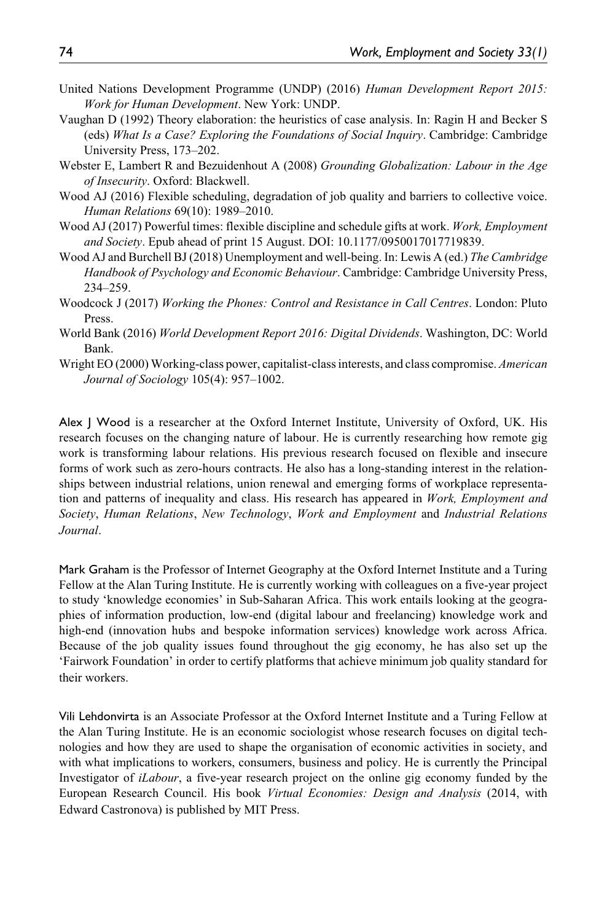United Nations Development Programme (UNDP) (2016) *Human Development Report 2015: Work for Human Development*. New York: UNDP.

Vaughan D (1992) Theory elaboration: the heuristics of case analysis. In: Ragin H and Becker S (eds) *What Is a Case? Exploring the Foundations of Social Inquiry*. Cambridge: Cambridge University Press, 173–202.

Webster E, Lambert R and Bezuidenhout A (2008) *Grounding Globalization: Labour in the Age of Insecurity*. Oxford: Blackwell.

Wood AJ (2016) Flexible scheduling, degradation of job quality and barriers to collective voice. *Human Relations* 69(10): 1989–2010.

Wood AJ (2017) Powerful times: flexible discipline and schedule gifts at work. *Work, Employment and Society*. Epub ahead of print 15 August. DOI: 10.1177/0950017017719839.

Wood AJ and Burchell BJ (2018) Unemployment and well-being. In: Lewis A (ed.) *The Cambridge Handbook of Psychology and Economic Behaviour*. Cambridge: Cambridge University Press, 234–259.

Woodcock J (2017) *Working the Phones: Control and Resistance in Call Centres*. London: Pluto Press.

World Bank (2016) *World Development Report 2016: Digital Dividends*. Washington, DC: World Bank.

Wright EO (2000) Working-class power, capitalist-class interests, and class compromise. *American Journal of Sociology* 105(4): 957–1002.

Alex J Wood is a researcher at the Oxford Internet Institute, University of Oxford, UK. His research focuses on the changing nature of labour. He is currently researching how remote gig work is transforming labour relations. His previous research focused on flexible and insecure forms of work such as zero-hours contracts. He also has a long-standing interest in the relationships between industrial relations, union renewal and emerging forms of workplace representation and patterns of inequality and class. His research has appeared in *Work, Employment and Society*, *Human Relations*, *New Technology*, *Work and Employment* and *Industrial Relations Journal*.

Mark Graham is the Professor of Internet Geography at the Oxford Internet Institute and a Turing Fellow at the Alan Turing Institute. He is currently working with colleagues on a five-year project to study 'knowledge economies' in Sub-Saharan Africa. This work entails looking at the geographies of information production, low-end (digital labour and freelancing) knowledge work and high-end (innovation hubs and bespoke information services) knowledge work across Africa. Because of the job quality issues found throughout the gig economy, he has also set up the 'Fairwork Foundation' in order to certify platforms that achieve minimum job quality standard for their workers.

Vili Lehdonvirta is an Associate Professor at the Oxford Internet Institute and a Turing Fellow at the Alan Turing Institute. He is an economic sociologist whose research focuses on digital technologies and how they are used to shape the organisation of economic activities in society, and with what implications to workers, consumers, business and policy. He is currently the Principal Investigator of *iLabour*, a five-year research project on the online gig economy funded by the European Research Council. His book *Virtual Economies: Design and Analysis* (2014, with Edward Castronova) is published by MIT Press.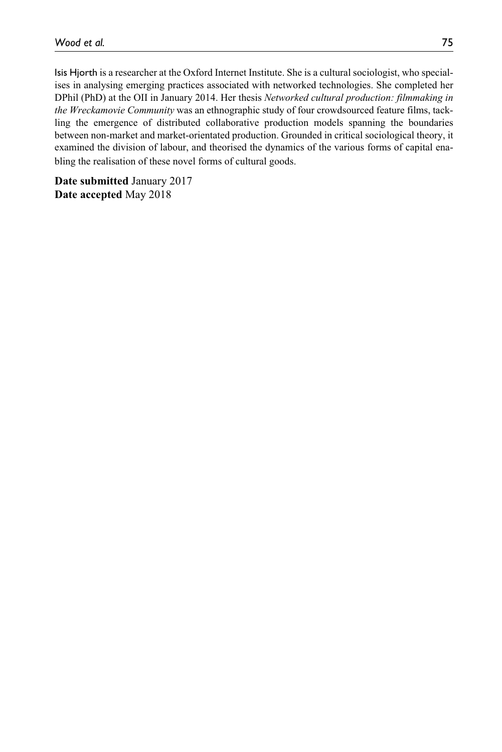Isis Hjorth is a researcher at the Oxford Internet Institute. She is a cultural sociologist, who specialises in analysing emerging practices associated with networked technologies. She completed her DPhil (PhD) at the OII in January 2014. Her thesis *Networked cultural production: filmmaking in the Wreckamovie Community* was an ethnographic study of four crowdsourced feature films, tackling the emergence of distributed collaborative production models spanning the boundaries between non-market and market-orientated production. Grounded in critical sociological theory, it examined the division of labour, and theorised the dynamics of the various forms of capital enabling the realisation of these novel forms of cultural goods.

**Date submitted** January 2017
**Date accepted** May 2018